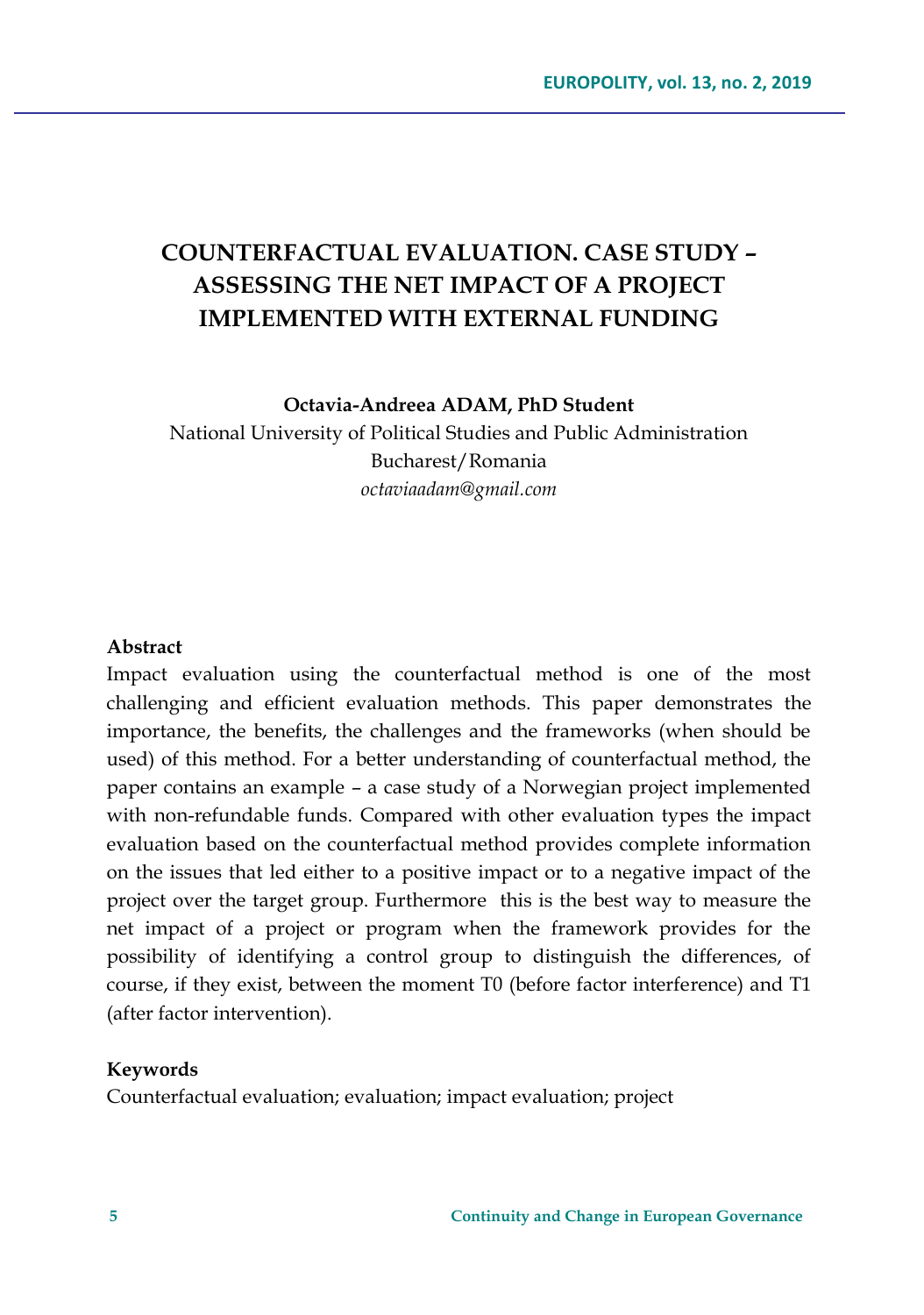# COUNTERFACTUAL EVALUATION. CASE STUDY – ASSESSING THE NET IMPACT OF A PROJECT IMPLEMENTED WITH EXTERNAL FUNDING

**Octavia-Andreea ADAM, PhD Student**

National University of Political Studies and Public Administration
Bucharest/Romania
*octaviaadam@gmail.com*

**Abstract**

Impact evaluation using the counterfactual method is one of the most challenging and efficient evaluation methods. This paper demonstrates the importance, the benefits, the challenges and the frameworks (when should be used) of this method. For a better understanding of counterfactual method, the paper contains an example – a case study of a Norwegian project implemented with non-refundable funds. Compared with other evaluation types the impact evaluation based on the counterfactual method provides complete information on the issues that led either to a positive impact or to a negative impact of the project over the target group. Furthermore this is the best way to measure the net impact of a project or program when the framework provides for the possibility of identifying a control group to distinguish the differences, of course, if they exist, between the moment T0 (before factor interference) and T1 (after factor intervention).

**Keywords**

Counterfactual evaluation; evaluation; impact evaluation; project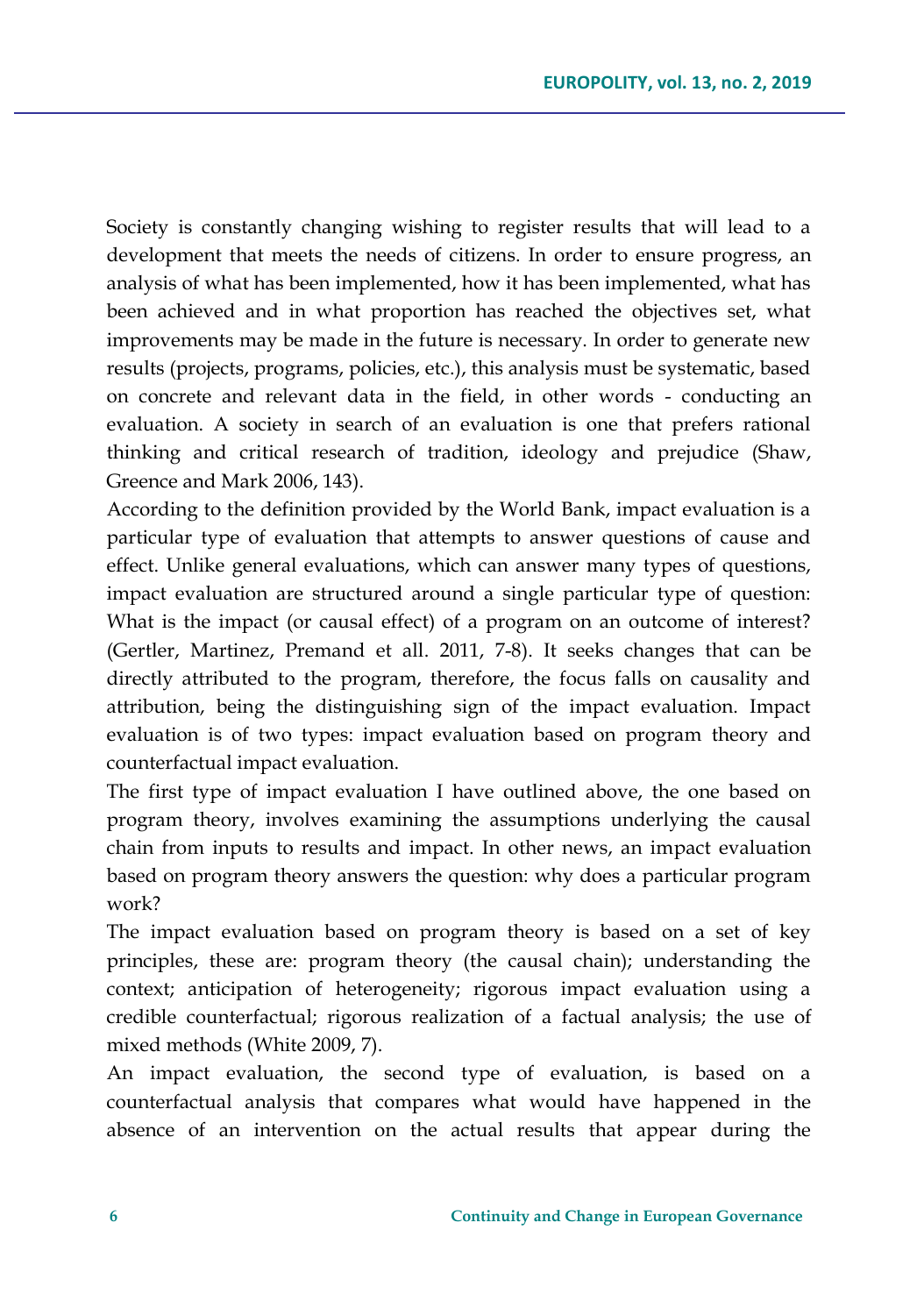Society is constantly changing wishing to register results that will lead to a development that meets the needs of citizens. In order to ensure progress, an analysis of what has been implemented, how it has been implemented, what has been achieved and in what proportion has reached the objectives set, what improvements may be made in the future is necessary. In order to generate new results (projects, programs, policies, etc.), this analysis must be systematic, based on concrete and relevant data in the field, in other words - conducting an evaluation. A society in search of an evaluation is one that prefers rational thinking and critical research of tradition, ideology and prejudice (Shaw, Greence and Mark 2006, 143).

According to the definition provided by the World Bank, impact evaluation is a particular type of evaluation that attempts to answer questions of cause and effect. Unlike general evaluations, which can answer many types of questions, impact evaluation are structured around a single particular type of question: What is the impact (or causal effect) of a program on an outcome of interest? (Gertler, Martinez, Premand et all. 2011, 7-8). It seeks changes that can be directly attributed to the program, therefore, the focus falls on causality and attribution, being the distinguishing sign of the impact evaluation. Impact evaluation is of two types: impact evaluation based on program theory and counterfactual impact evaluation.

The first type of impact evaluation I have outlined above, the one based on program theory, involves examining the assumptions underlying the causal chain from inputs to results and impact. In other news, an impact evaluation based on program theory answers the question: why does a particular program work?

The impact evaluation based on program theory is based on a set of key principles, these are: program theory (the causal chain); understanding the context; anticipation of heterogeneity; rigorous impact evaluation using a credible counterfactual; rigorous realization of a factual analysis; the use of mixed methods (White 2009, 7).

An impact evaluation, the second type of evaluation, is based on a counterfactual analysis that compares what would have happened in the absence of an intervention on the actual results that appear during the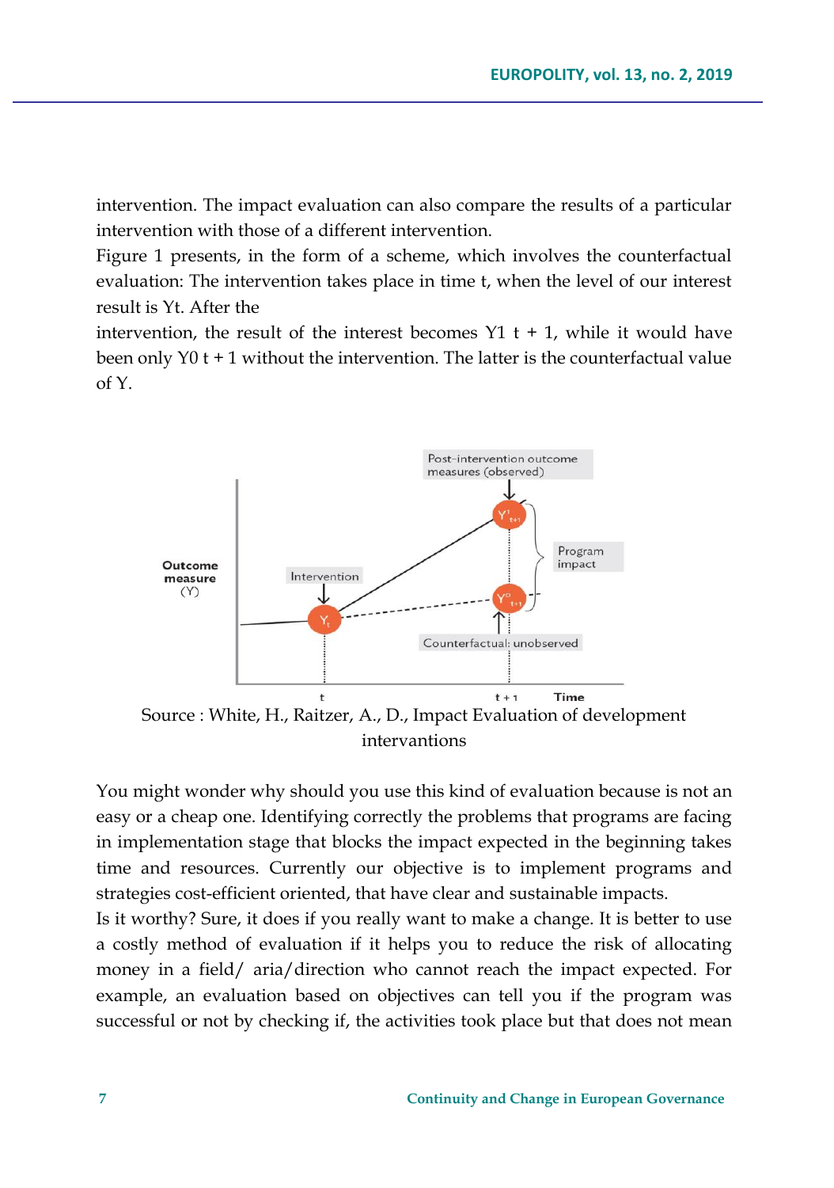intervention. The impact evaluation can also compare the results of a particular intervention with those of a different intervention.

Figure 1 presents, in the form of a scheme, which involves the counterfactual evaluation: The intervention takes place in time t, when the level of our interest result is Yt. After the

intervention, the result of the interest becomes Y1 t + 1, while it would have been only Y0 t + 1 without the intervention. The latter is the counterfactual value of Y.

Source : White, H., Raitzer, A., D., Impact Evaluation of development interventions

You might wonder why should you use this kind of evaluation because is not an easy or a cheap one. Identifying correctly the problems that programs are facing in implementation stage that blocks the impact expected in the beginning takes time and resources. Currently our objective is to implement programs and strategies cost-efficient oriented, that have clear and sustainable impacts.

Is it worthy? Sure, it does if you really want to make a change. It is better to use a costly method of evaluation if it helps you to reduce the risk of allocating money in a field/ aria/direction who cannot reach the impact expected. For example, an evaluation based on objectives can tell you if the program was successful or not by checking if, the activities took place but that does not mean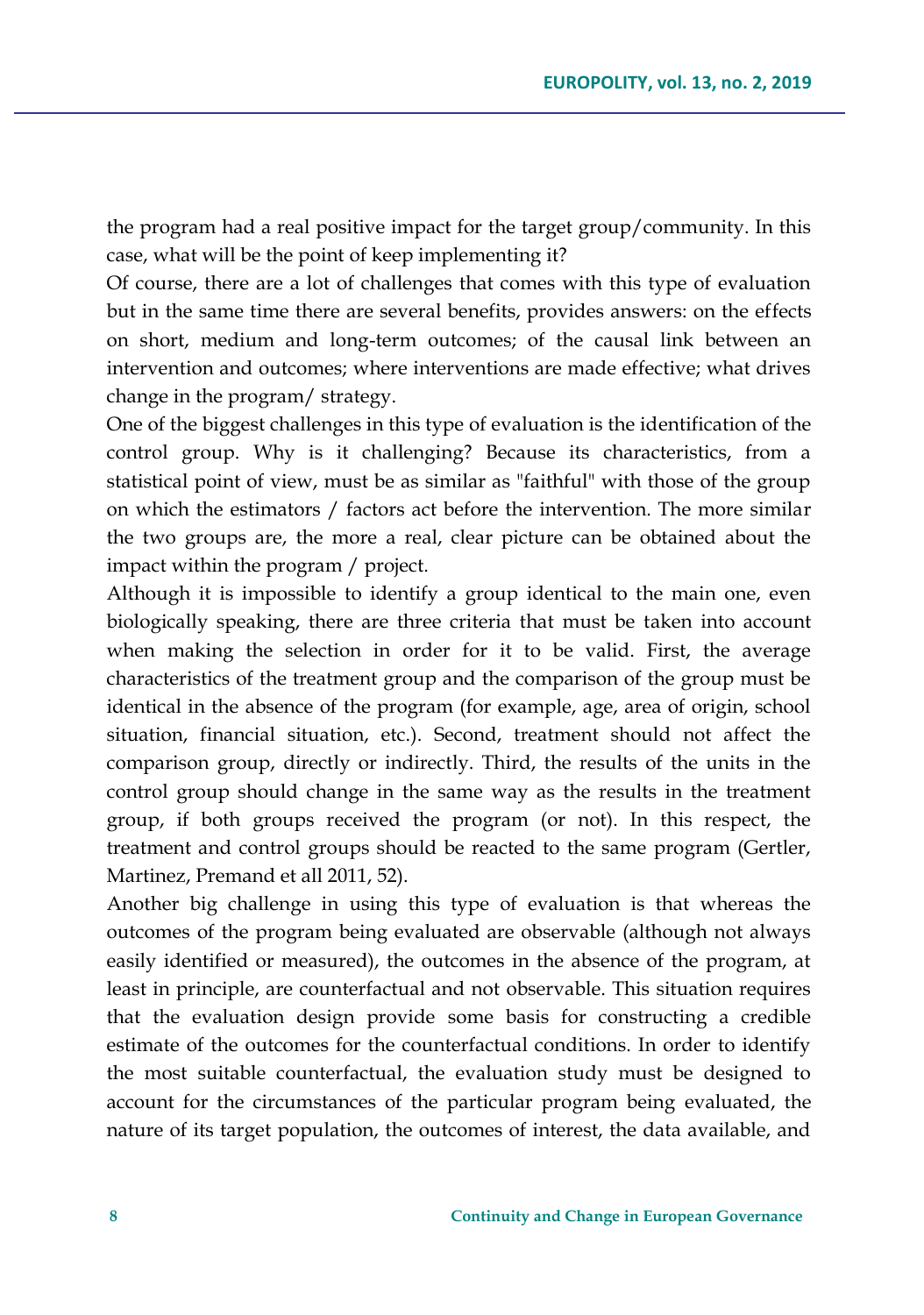the program had a real positive impact for the target group/community. In this case, what will be the point of keep implementing it?

Of course, there are a lot of challenges that comes with this type of evaluation but in the same time there are several benefits, provides answers: on the effects on short, medium and long-term outcomes; of the causal link between an intervention and outcomes; where interventions are made effective; what drives change in the program/ strategy.

One of the biggest challenges in this type of evaluation is the identification of the control group. Why is it challenging? Because its characteristics, from a statistical point of view, must be as similar as "faithful" with those of the group on which the estimators / factors act before the intervention. The more similar the two groups are, the more a real, clear picture can be obtained about the impact within the program / project.

Although it is impossible to identify a group identical to the main one, even biologically speaking, there are three criteria that must be taken into account when making the selection in order for it to be valid. First, the average characteristics of the treatment group and the comparison of the group must be identical in the absence of the program (for example, age, area of origin, school situation, financial situation, etc.). Second, treatment should not affect the comparison group, directly or indirectly. Third, the results of the units in the control group should change in the same way as the results in the treatment group, if both groups received the program (or not). In this respect, the treatment and control groups should be reacted to the same program (Gertler, Martinez, Premand et all 2011, 52).

Another big challenge in using this type of evaluation is that whereas the outcomes of the program being evaluated are observable (although not always easily identified or measured), the outcomes in the absence of the program, at least in principle, are counterfactual and not observable. This situation requires that the evaluation design provide some basis for constructing a credible estimate of the outcomes for the counterfactual conditions. In order to identify the most suitable counterfactual, the evaluation study must be designed to account for the circumstances of the particular program being evaluated, the nature of its target population, the outcomes of interest, the data available, and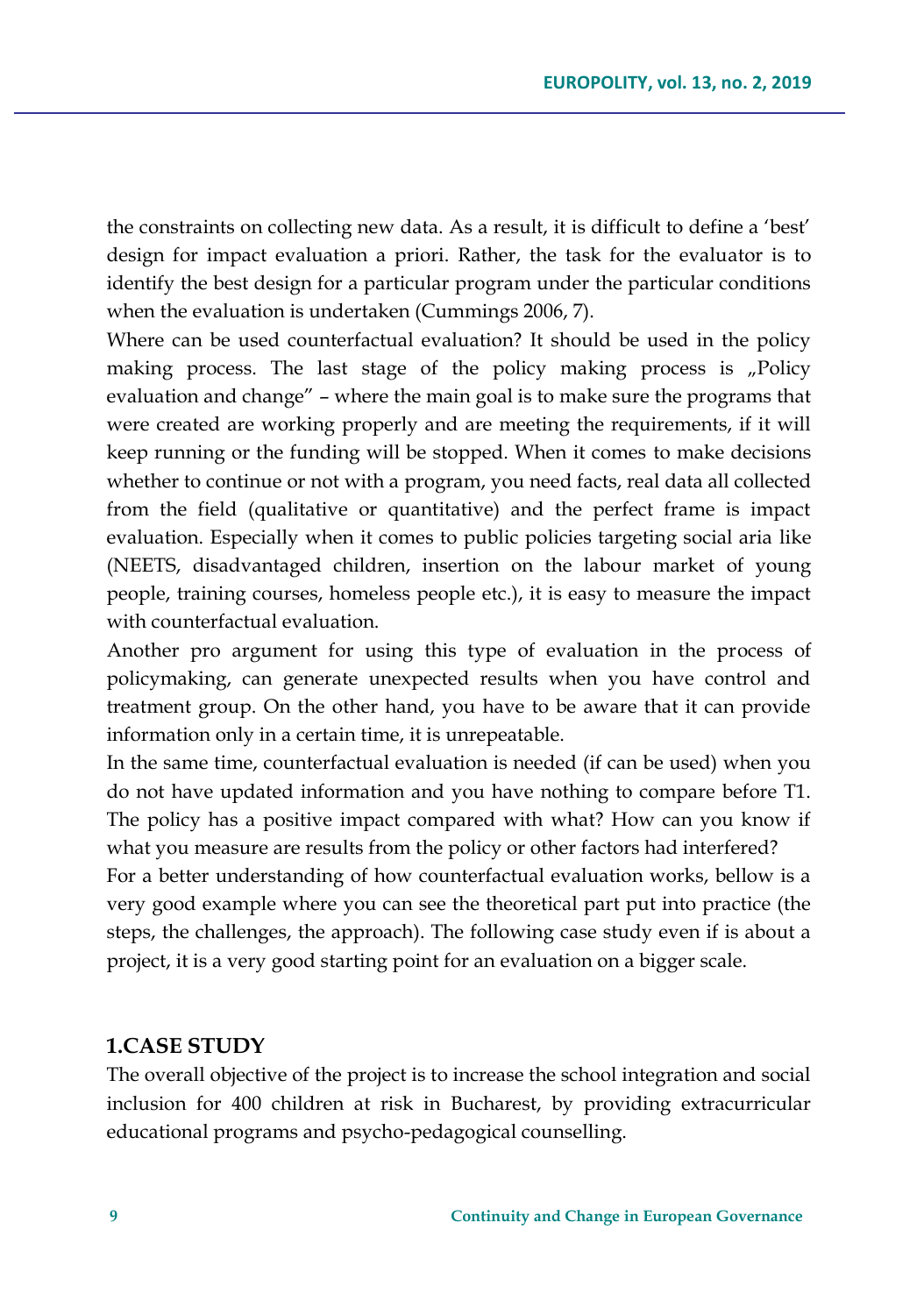the constraints on collecting new data. As a result, it is difficult to define a 'best' design for impact evaluation a priori. Rather, the task for the evaluator is to identify the best design for a particular program under the particular conditions when the evaluation is undertaken (Cummings 2006, 7).

Where can be used counterfactual evaluation? It should be used in the policy making process. The last stage of the policy making process is „Policy evaluation and change" – where the main goal is to make sure the programs that were created are working properly and are meeting the requirements, if it will keep running or the funding will be stopped. When it comes to make decisions whether to continue or not with a program, you need facts, real data all collected from the field (qualitative or quantitative) and the perfect frame is impact evaluation. Especially when it comes to public policies targeting social aria like (NEETS, disadvantaged children, insertion on the labour market of young people, training courses, homeless people etc.), it is easy to measure the impact with counterfactual evaluation.

Another pro argument for using this type of evaluation in the process of policymaking, can generate unexpected results when you have control and treatment group. On the other hand, you have to be aware that it can provide information only in a certain time, it is unrepeatable.

In the same time, counterfactual evaluation is needed (if can be used) when you do not have updated information and you have nothing to compare before T1. The policy has a positive impact compared with what? How can you know if what you measure are results from the policy or other factors had interfered?

For a better understanding of how counterfactual evaluation works, bellow is a very good example where you can see the theoretical part put into practice (the steps, the challenges, the approach). The following case study even if is about a project, it is a very good starting point for an evaluation on a bigger scale.

## 1.CASE STUDY

The overall objective of the project is to increase the school integration and social inclusion for 400 children at risk in Bucharest, by providing extracurricular educational programs and psycho-pedagogical counselling.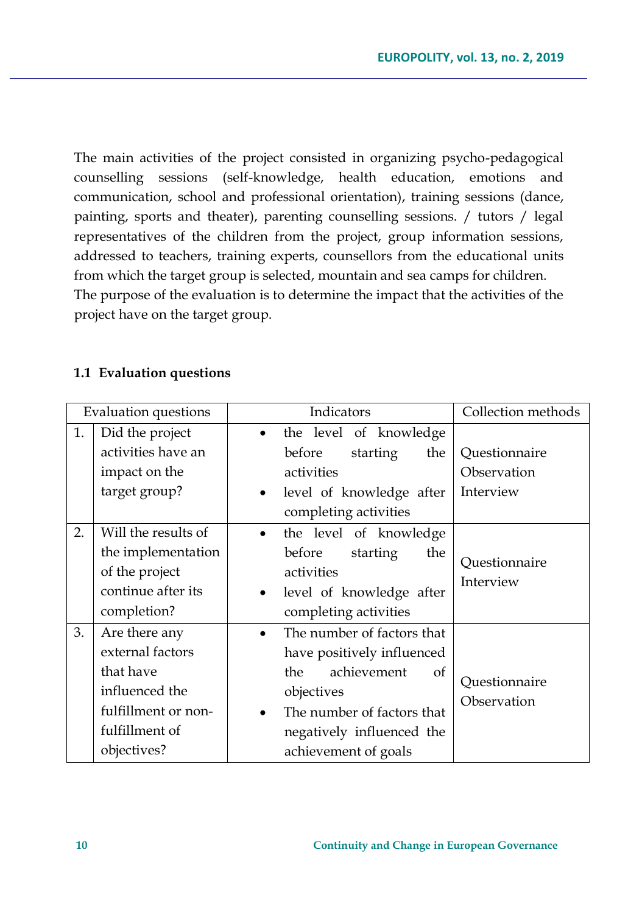The main activities of the project consisted in organizing psycho-pedagogical counselling sessions (self-knowledge, health education, emotions and communication, school and professional orientation), training sessions (dance, painting, sports and theater), parenting counselling sessions. / tutors / legal representatives of the children from the project, group information sessions, addressed to teachers, training experts, counsellors from the educational units from which the target group is selected, mountain and sea camps for children.
The purpose of the evaluation is to determine the impact that the activities of the project have on the target group.

### 1.1 Evaluation questions

| Evaluation questions | | Indicators | Collection methods |
|---|---|---|---|
| 1. | Did the project activities have an impact on the target group? | • the level of knowledge before starting the activities<br>• level of knowledge after completing activities | Questionnaire<br>Observation<br>Interview |
| 2. | Will the results of the implementation of the project continue after its completion? | • the level of knowledge before starting the activities<br>• level of knowledge after completing activities | Questionnaire<br>Interview |
| 3. | Are there any external factors that have influenced the fulfillment or non-fulfillment of objectives? | • The number of factors that have positively influenced the achievement of objectives<br>• The number of factors that negatively influenced the achievement of goals | Questionnaire<br>Observation |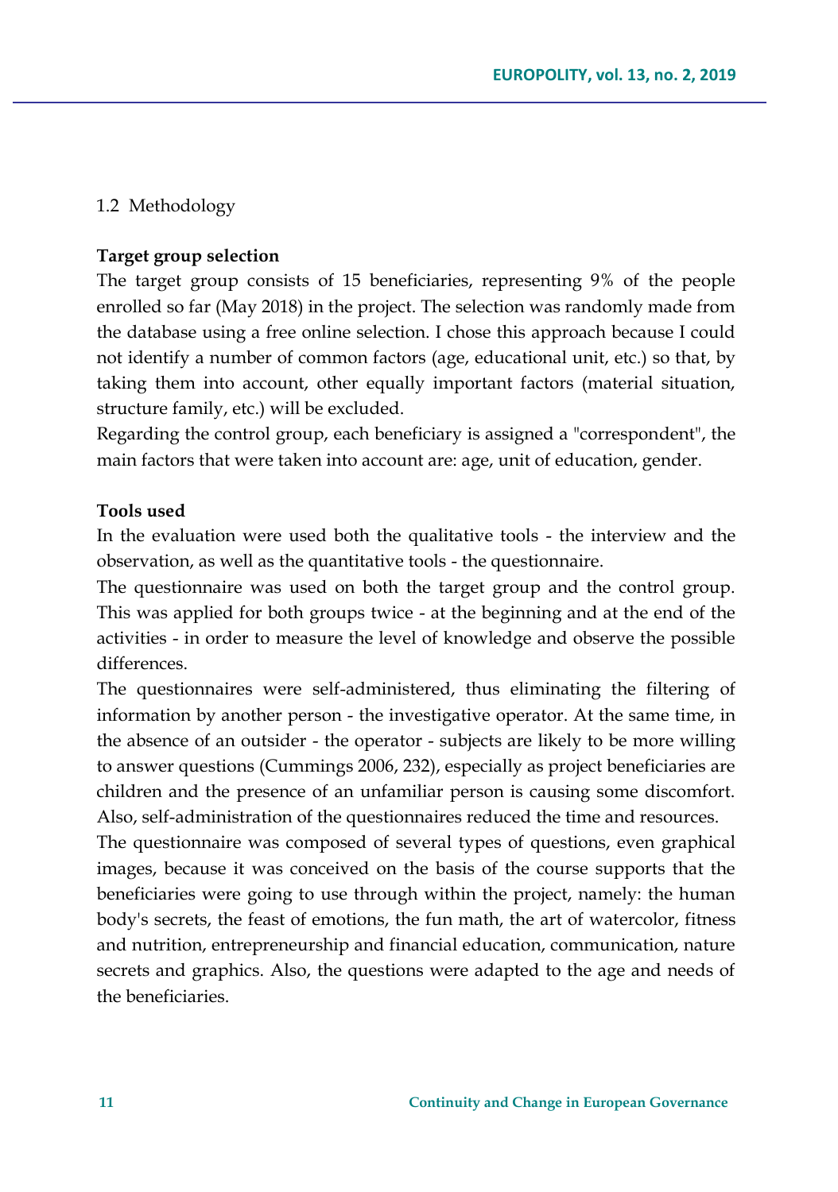### 1.2 Methodology

**Target group selection**

The target group consists of 15 beneficiaries, representing 9% of the people enrolled so far (May 2018) in the project. The selection was randomly made from the database using a free online selection. I chose this approach because I could not identify a number of common factors (age, educational unit, etc.) so that, by taking them into account, other equally important factors (material situation, structure family, etc.) will be excluded.

Regarding the control group, each beneficiary is assigned a "correspondent", the main factors that were taken into account are: age, unit of education, gender.

**Tools used**

In the evaluation were used both the qualitative tools - the interview and the observation, as well as the quantitative tools - the questionnaire.

The questionnaire was used on both the target group and the control group. This was applied for both groups twice - at the beginning and at the end of the activities - in order to measure the level of knowledge and observe the possible differences.

The questionnaires were self-administered, thus eliminating the filtering of information by another person - the investigative operator. At the same time, in the absence of an outsider - the operator - subjects are likely to be more willing to answer questions (Cummings 2006, 232), especially as project beneficiaries are children and the presence of an unfamiliar person is causing some discomfort. Also, self-administration of the questionnaires reduced the time and resources.

The questionnaire was composed of several types of questions, even graphical images, because it was conceived on the basis of the course supports that the beneficiaries were going to use through within the project, namely: the human body's secrets, the feast of emotions, the fun math, the art of watercolor, fitness and nutrition, entrepreneurship and financial education, communication, nature secrets and graphics. Also, the questions were adapted to the age and needs of the beneficiaries.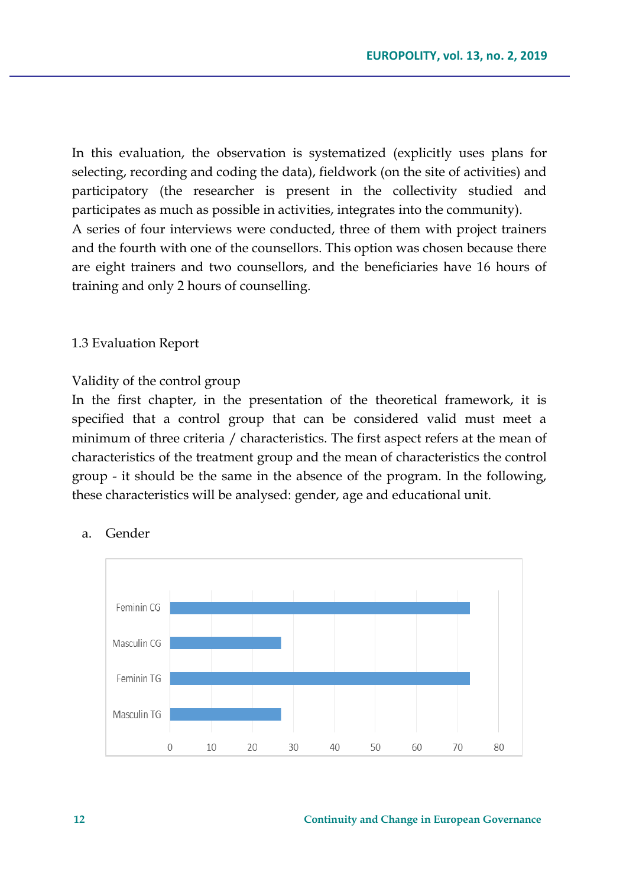In this evaluation, the observation is systematized (explicitly uses plans for selecting, recording and coding the data), fieldwork (on the site of activities) and participatory (the researcher is present in the collectivity studied and participates as much as possible in activities, integrates into the community).
A series of four interviews were conducted, three of them with project trainers and the fourth with one of the counsellors. This option was chosen because there are eight trainers and two counsellors, and the beneficiaries have 16 hours of training and only 2 hours of counselling.

### 1.3 Evaluation Report

Validity of the control group

In the first chapter, in the presentation of the theoretical framework, it is specified that a control group that can be considered valid must meet a minimum of three criteria / characteristics. The first aspect refers at the mean of characteristics of the treatment group and the mean of characteristics the control group - it should be the same in the absence of the program. In the following, these characteristics will be analysed: gender, age and educational unit.

a. Gender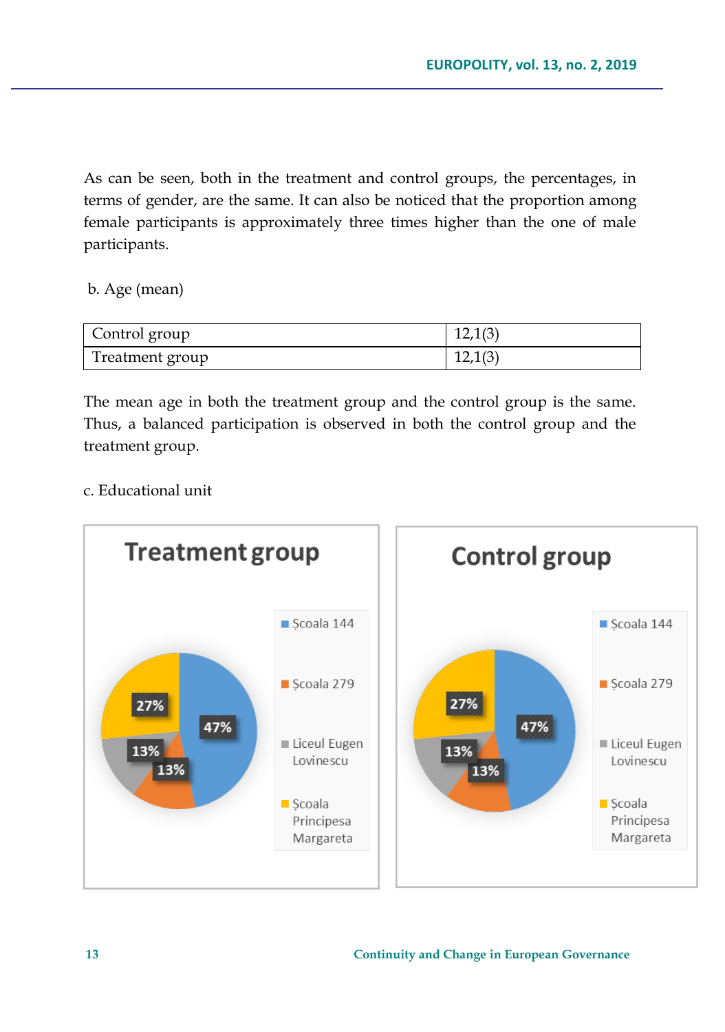As can be seen, both in the treatment and control groups, the percentages, in terms of gender, are the same. It can also be noticed that the proportion among female participants is approximately three times higher than the one of male participants.

b. Age (mean)

| | |
|---|---|
| Control group | 12,1(3) |
| Treatment group | 12,1(3) |

The mean age in both the treatment group and the control group is the same. Thus, a balanced participation is observed in both the control group and the treatment group.

c. Educational unit

**Treatment group**

- Școala 144: 47%
- Școala 279: 13%
- Liceul Eugen Lovinescu: 13%
- Școala Principesa Margareta: 27%

**Control group**

- Școala 144: 47%
- Școala 279: 13%
- Liceul Eugen Lovinescu: 13%
- Școala Principesa Margareta: 27%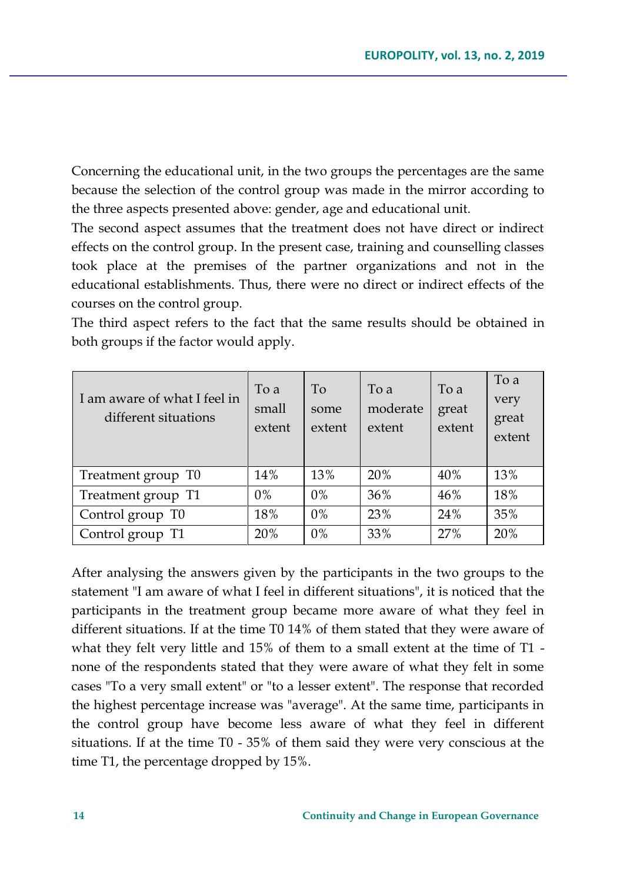Concerning the educational unit, in the two groups the percentages are the same because the selection of the control group was made in the mirror according to the three aspects presented above: gender, age and educational unit.

The second aspect assumes that the treatment does not have direct or indirect effects on the control group. In the present case, training and counselling classes took place at the premises of the partner organizations and not in the educational establishments. Thus, there were no direct or indirect effects of the courses on the control group.

The third aspect refers to the fact that the same results should be obtained in both groups if the factor would apply.

| I am aware of what I feel in different situations | To a small extent | To some extent | To a moderate extent | To a great extent | To a very great extent |
|---|---|---|---|---|---|
| Treatment group T0 | 14% | 13% | 20% | 40% | 13% |
| Treatment group T1 | 0% | 0% | 36% | 46% | 18% |
| Control group T0 | 18% | 0% | 23% | 24% | 35% |
| Control group T1 | 20% | 0% | 33% | 27% | 20% |

After analysing the answers given by the participants in the two groups to the statement "I am aware of what I feel in different situations", it is noticed that the participants in the treatment group became more aware of what they feel in different situations. If at the time T0 14% of them stated that they were aware of what they felt very little and 15% of them to a small extent at the time of T1 - none of the respondents stated that they were aware of what they felt in some cases "To a very small extent" or "to a lesser extent". The response that recorded the highest percentage increase was "average". At the same time, participants in the control group have become less aware of what they feel in different situations. If at the time T0 - 35% of them said they were very conscious at the time T1, the percentage dropped by 15%.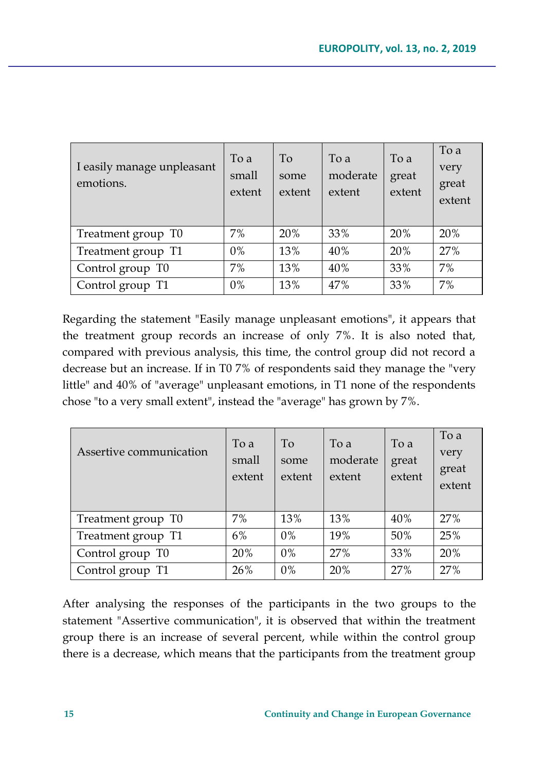| I easily manage unpleasant emotions. | To a small extent | To some extent | To a moderate extent | To a great extent | To a very great extent |
|---|---|---|---|---|---|
| Treatment group T0 | 7% | 20% | 33% | 20% | 20% |
| Treatment group T1 | 0% | 13% | 40% | 20% | 27% |
| Control group T0 | 7% | 13% | 40% | 33% | 7% |
| Control group T1 | 0% | 13% | 47% | 33% | 7% |

Regarding the statement "Easily manage unpleasant emotions", it appears that the treatment group records an increase of only 7%. It is also noted that, compared with previous analysis, this time, the control group did not record a decrease but an increase. If in T0 7% of respondents said they manage the "very little" and 40% of "average" unpleasant emotions, in T1 none of the respondents chose "to a very small extent", instead the "average" has grown by 7%.

| Assertive communication | To a small extent | To some extent | To a moderate extent | To a great extent | To a very great extent |
|---|---|---|---|---|---|
| Treatment group T0 | 7% | 13% | 13% | 40% | 27% |
| Treatment group T1 | 6% | 0% | 19% | 50% | 25% |
| Control group T0 | 20% | 0% | 27% | 33% | 20% |
| Control group T1 | 26% | 0% | 20% | 27% | 27% |

After analysing the responses of the participants in the two groups to the statement "Assertive communication", it is observed that within the treatment group there is an increase of several percent, while within the control group there is a decrease, which means that the participants from the treatment group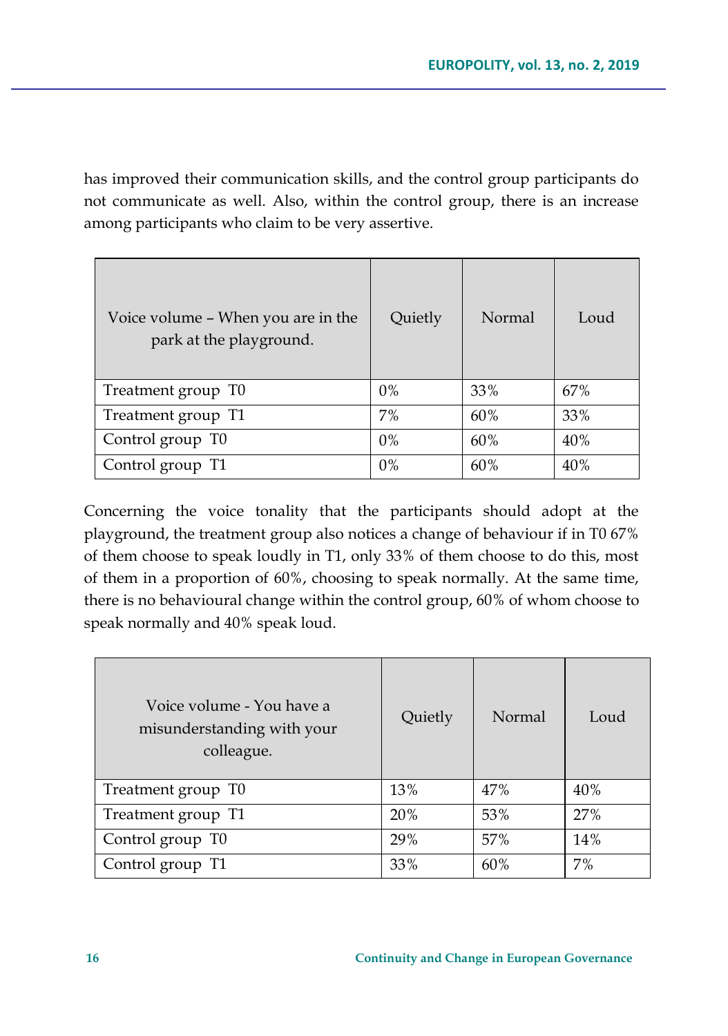has improved their communication skills, and the control group participants do not communicate as well. Also, within the control group, there is an increase among participants who claim to be very assertive.

| Voice volume – When you are in the park at the playground. | Quietly | Normal | Loud |
|---|---|---|---|
| Treatment group T0 | 0% | 33% | 67% |
| Treatment group T1 | 7% | 60% | 33% |
| Control group T0 | 0% | 60% | 40% |
| Control group T1 | 0% | 60% | 40% |

Concerning the voice tonality that the participants should adopt at the playground, the treatment group also notices a change of behaviour if in T0 67% of them choose to speak loudly in T1, only 33% of them choose to do this, most of them in a proportion of 60%, choosing to speak normally. At the same time, there is no behavioural change within the control group, 60% of whom choose to speak normally and 40% speak loud.

| Voice volume - You have a misunderstanding with your colleague. | Quietly | Normal | Loud |
|---|---|---|---|
| Treatment group T0 | 13% | 47% | 40% |
| Treatment group T1 | 20% | 53% | 27% |
| Control group T0 | 29% | 57% | 14% |
| Control group T1 | 33% | 60% | 7% |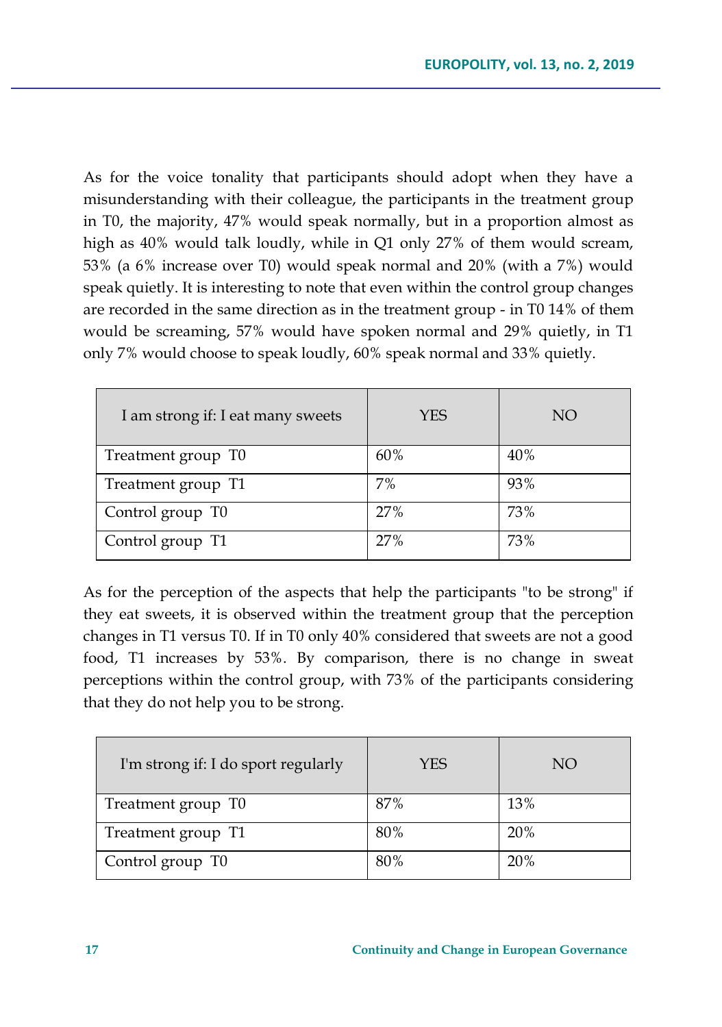As for the voice tonality that participants should adopt when they have a misunderstanding with their colleague, the participants in the treatment group in T0, the majority, 47% would speak normally, but in a proportion almost as high as 40% would talk loudly, while in Q1 only 27% of them would scream, 53% (a 6% increase over T0) would speak normal and 20% (with a 7%) would speak quietly. It is interesting to note that even within the control group changes are recorded in the same direction as in the treatment group - in T0 14% of them would be screaming, 57% would have spoken normal and 29% quietly, in T1 only 7% would choose to speak loudly, 60% speak normal and 33% quietly.

| I am strong if: I eat many sweets | YES | NO |
|---|---|---|
| Treatment group T0 | 60% | 40% |
| Treatment group T1 | 7% | 93% |
| Control group T0 | 27% | 73% |
| Control group T1 | 27% | 73% |

As for the perception of the aspects that help the participants "to be strong" if they eat sweets, it is observed within the treatment group that the perception changes in T1 versus T0. If in T0 only 40% considered that sweets are not a good food, T1 increases by 53%. By comparison, there is no change in sweat perceptions within the control group, with 73% of the participants considering that they do not help you to be strong.

| I'm strong if: I do sport regularly | YES | NO |
|---|---|---|
| Treatment group T0 | 87% | 13% |
| Treatment group T1 | 80% | 20% |
| Control group T0 | 80% | 20% |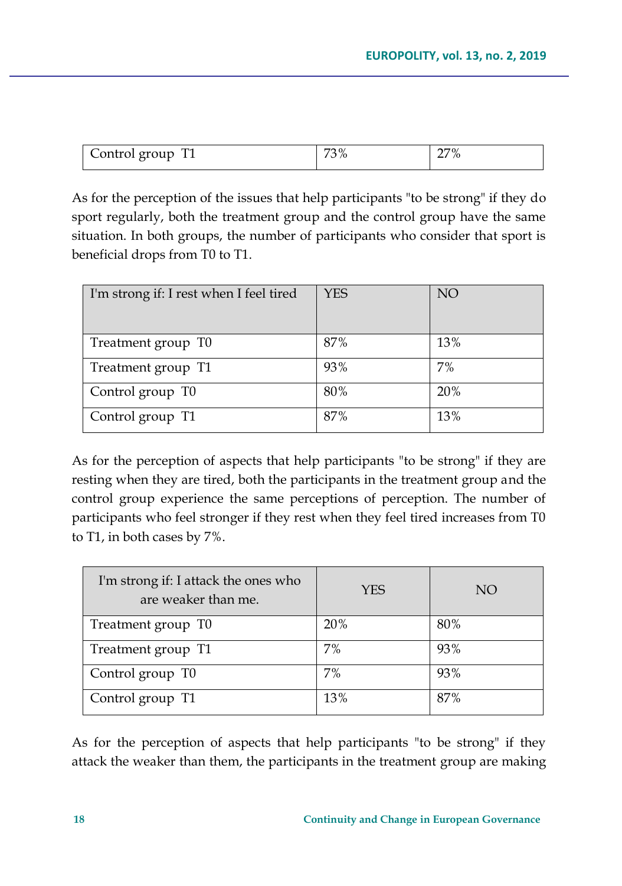| Control group T1 | 73% | 27% |
|---|---|---|

As for the perception of the issues that help participants "to be strong" if they do sport regularly, both the treatment group and the control group have the same situation. In both groups, the number of participants who consider that sport is beneficial drops from T0 to T1.

| I'm strong if: I rest when I feel tired | YES | NO |
|---|---|---|
| Treatment group T0 | 87% | 13% |
| Treatment group T1 | 93% | 7% |
| Control group T0 | 80% | 20% |
| Control group T1 | 87% | 13% |

As for the perception of aspects that help participants "to be strong" if they are resting when they are tired, both the participants in the treatment group and the control group experience the same perceptions of perception. The number of participants who feel stronger if they rest when they feel tired increases from T0 to T1, in both cases by 7%.

| I'm strong if: I attack the ones who are weaker than me. | YES | NO |
|---|---|---|
| Treatment group T0 | 20% | 80% |
| Treatment group T1 | 7% | 93% |
| Control group T0 | 7% | 93% |
| Control group T1 | 13% | 87% |

As for the perception of aspects that help participants "to be strong" if they attack the weaker than them, the participants in the treatment group are making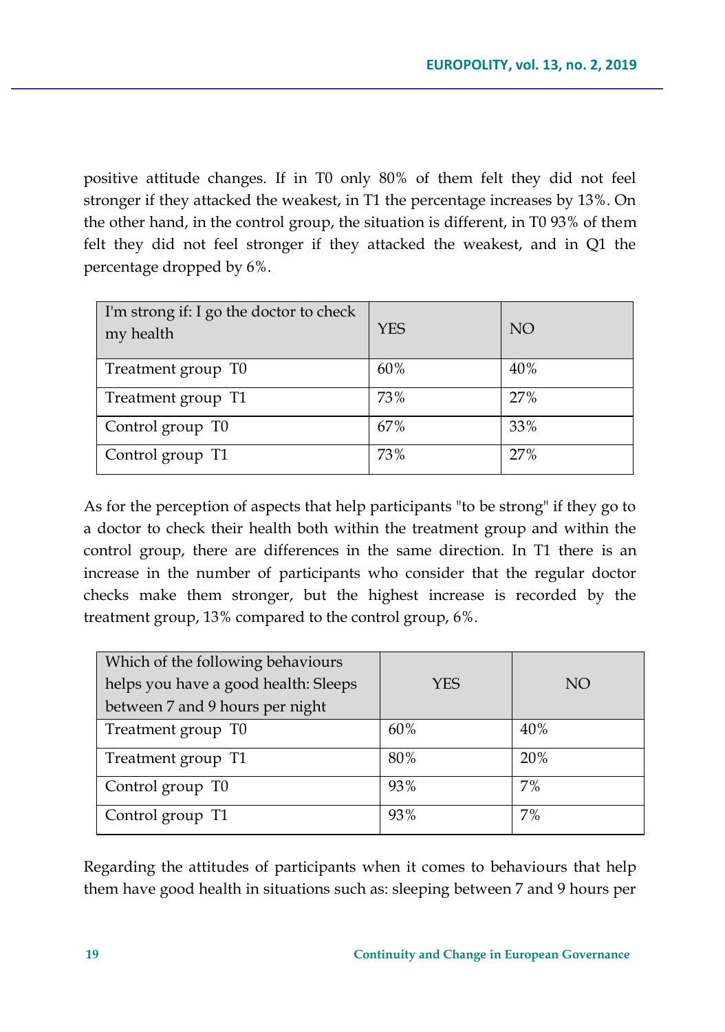positive attitude changes. If in T0 only 80% of them felt they did not feel stronger if they attacked the weakest, in T1 the percentage increases by 13%. On the other hand, in the control group, the situation is different, in T0 93% of them felt they did not feel stronger if they attacked the weakest, and in Q1 the percentage dropped by 6%.

| I'm strong if: I go the doctor to check my health | YES | NO |
|---|---|---|
| Treatment group T0 | 60% | 40% |
| Treatment group T1 | 73% | 27% |
| Control group T0 | 67% | 33% |
| Control group T1 | 73% | 27% |

As for the perception of aspects that help participants "to be strong" if they go to a doctor to check their health both within the treatment group and within the control group, there are differences in the same direction. In T1 there is an increase in the number of participants who consider that the regular doctor checks make them stronger, but the highest increase is recorded by the treatment group, 13% compared to the control group, 6%.

| Which of the following behaviours helps you have a good health: Sleeps between 7 and 9 hours per night | YES | NO |
|---|---|---|
| Treatment group T0 | 60% | 40% |
| Treatment group T1 | 80% | 20% |
| Control group T0 | 93% | 7% |
| Control group T1 | 93% | 7% |

Regarding the attitudes of participants when it comes to behaviours that help them have good health in situations such as: sleeping between 7 and 9 hours per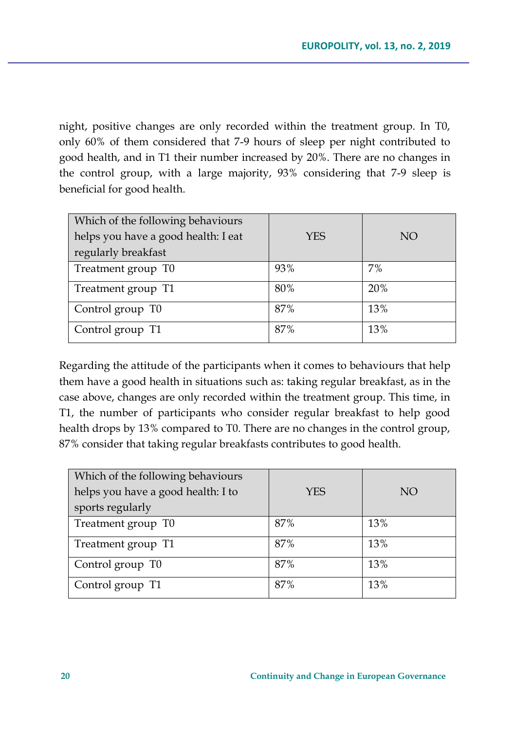night, positive changes are only recorded within the treatment group. In T0, only 60% of them considered that 7-9 hours of sleep per night contributed to good health, and in T1 their number increased by 20%. There are no changes in the control group, with a large majority, 93% considering that 7-9 sleep is beneficial for good health.

| Which of the following behaviours helps you have a good health: I eat regularly breakfast | YES | NO |
|---|---|---|
| Treatment group T0 | 93% | 7% |
| Treatment group T1 | 80% | 20% |
| Control group T0 | 87% | 13% |
| Control group T1 | 87% | 13% |

Regarding the attitude of the participants when it comes to behaviours that help them have a good health in situations such as: taking regular breakfast, as in the case above, changes are only recorded within the treatment group. This time, in T1, the number of participants who consider regular breakfast to help good health drops by 13% compared to T0. There are no changes in the control group, 87% consider that taking regular breakfasts contributes to good health.

| Which of the following behaviours helps you have a good health: I to sports regularly | YES | NO |
|---|---|---|
| Treatment group T0 | 87% | 13% |
| Treatment group T1 | 87% | 13% |
| Control group T0 | 87% | 13% |
| Control group T1 | 87% | 13% |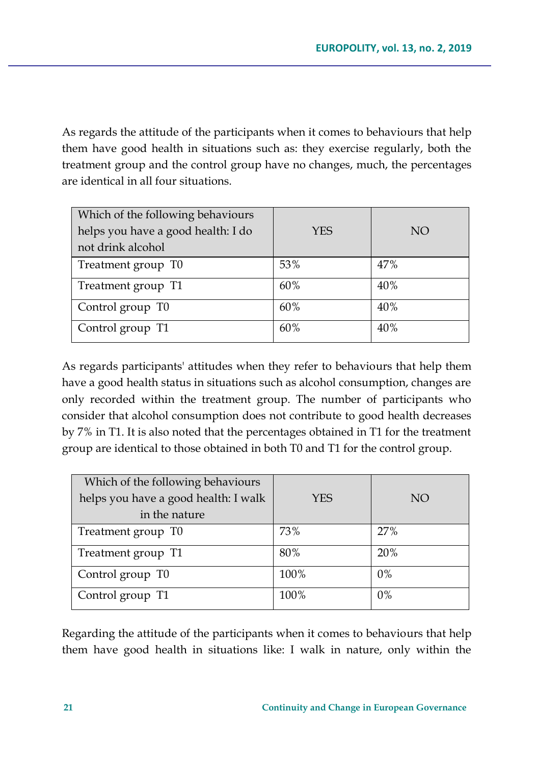As regards the attitude of the participants when it comes to behaviours that help them have good health in situations such as: they exercise regularly, both the treatment group and the control group have no changes, much, the percentages are identical in all four situations.

| Which of the following behaviours helps you have a good health: I do not drink alcohol | YES | NO |
|---|---|---|
| Treatment group T0 | 53% | 47% |
| Treatment group T1 | 60% | 40% |
| Control group T0 | 60% | 40% |
| Control group T1 | 60% | 40% |

As regards participants' attitudes when they refer to behaviours that help them have a good health status in situations such as alcohol consumption, changes are only recorded within the treatment group. The number of participants who consider that alcohol consumption does not contribute to good health decreases by 7% in T1. It is also noted that the percentages obtained in T1 for the treatment group are identical to those obtained in both T0 and T1 for the control group.

| Which of the following behaviours helps you have a good health: I walk in the nature | YES | NO |
|---|---|---|
| Treatment group T0 | 73% | 27% |
| Treatment group T1 | 80% | 20% |
| Control group T0 | 100% | 0% |
| Control group T1 | 100% | 0% |

Regarding the attitude of the participants when it comes to behaviours that help them have good health in situations like: I walk in nature, only within the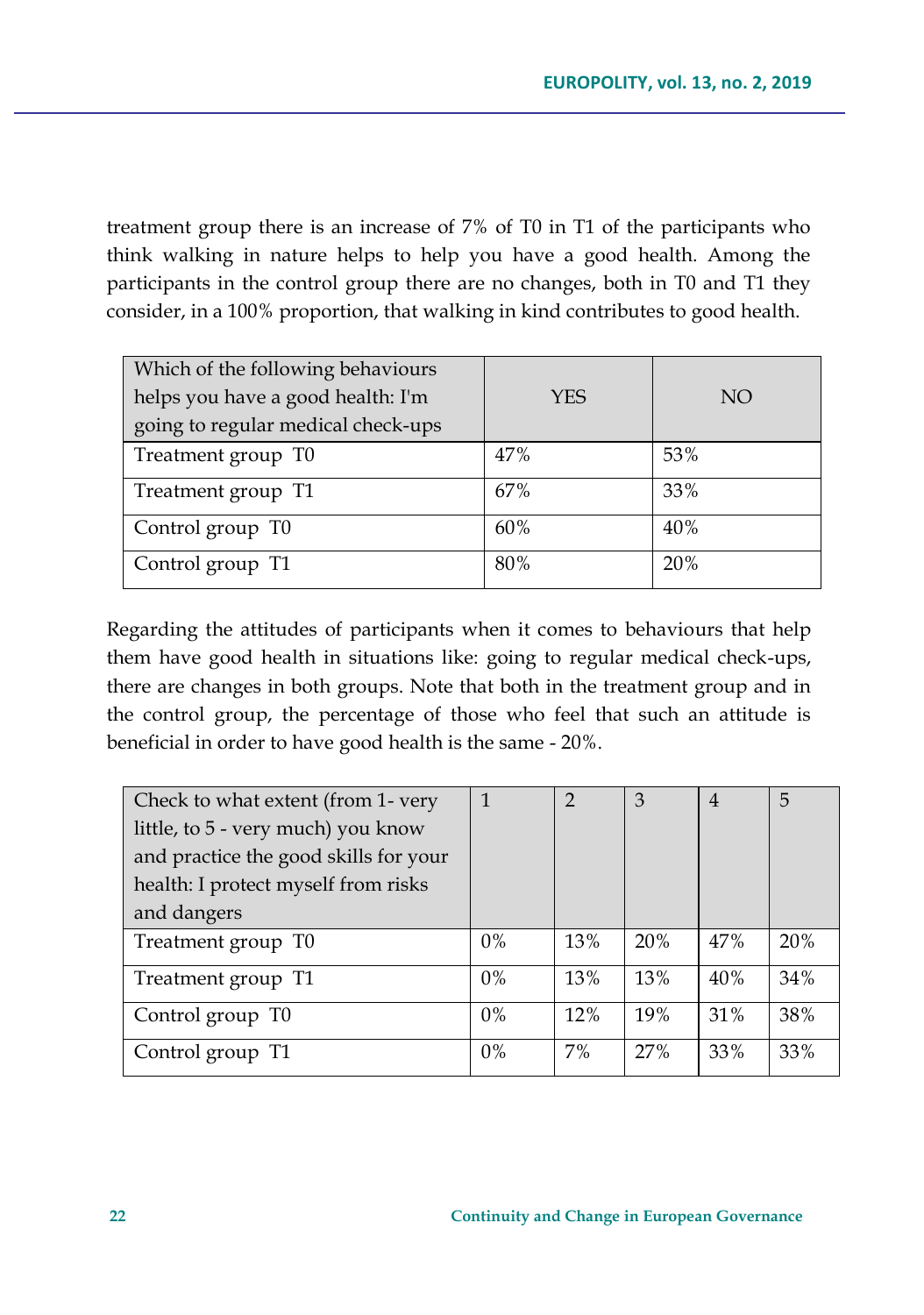treatment group there is an increase of 7% of T0 in T1 of the participants who think walking in nature helps to help you have a good health. Among the participants in the control group there are no changes, both in T0 and T1 they consider, in a 100% proportion, that walking in kind contributes to good health.

| Which of the following behaviours helps you have a good health: I'm going to regular medical check-ups | YES | NO |
|---|---|---|
| Treatment group T0 | 47% | 53% |
| Treatment group T1 | 67% | 33% |
| Control group T0 | 60% | 40% |
| Control group T1 | 80% | 20% |

Regarding the attitudes of participants when it comes to behaviours that help them have good health in situations like: going to regular medical check-ups, there are changes in both groups. Note that both in the treatment group and in the control group, the percentage of those who feel that such an attitude is beneficial in order to have good health is the same - 20%.

| Check to what extent (from 1- very little, to 5 - very much) you know and practice the good skills for your health: I protect myself from risks and dangers | 1 | 2 | 3 | 4 | 5 |
|---|---|---|---|---|---|
| Treatment group T0 | 0% | 13% | 20% | 47% | 20% |
| Treatment group T1 | 0% | 13% | 13% | 40% | 34% |
| Control group T0 | 0% | 12% | 19% | 31% | 38% |
| Control group T1 | 0% | 7% | 27% | 33% | 33% |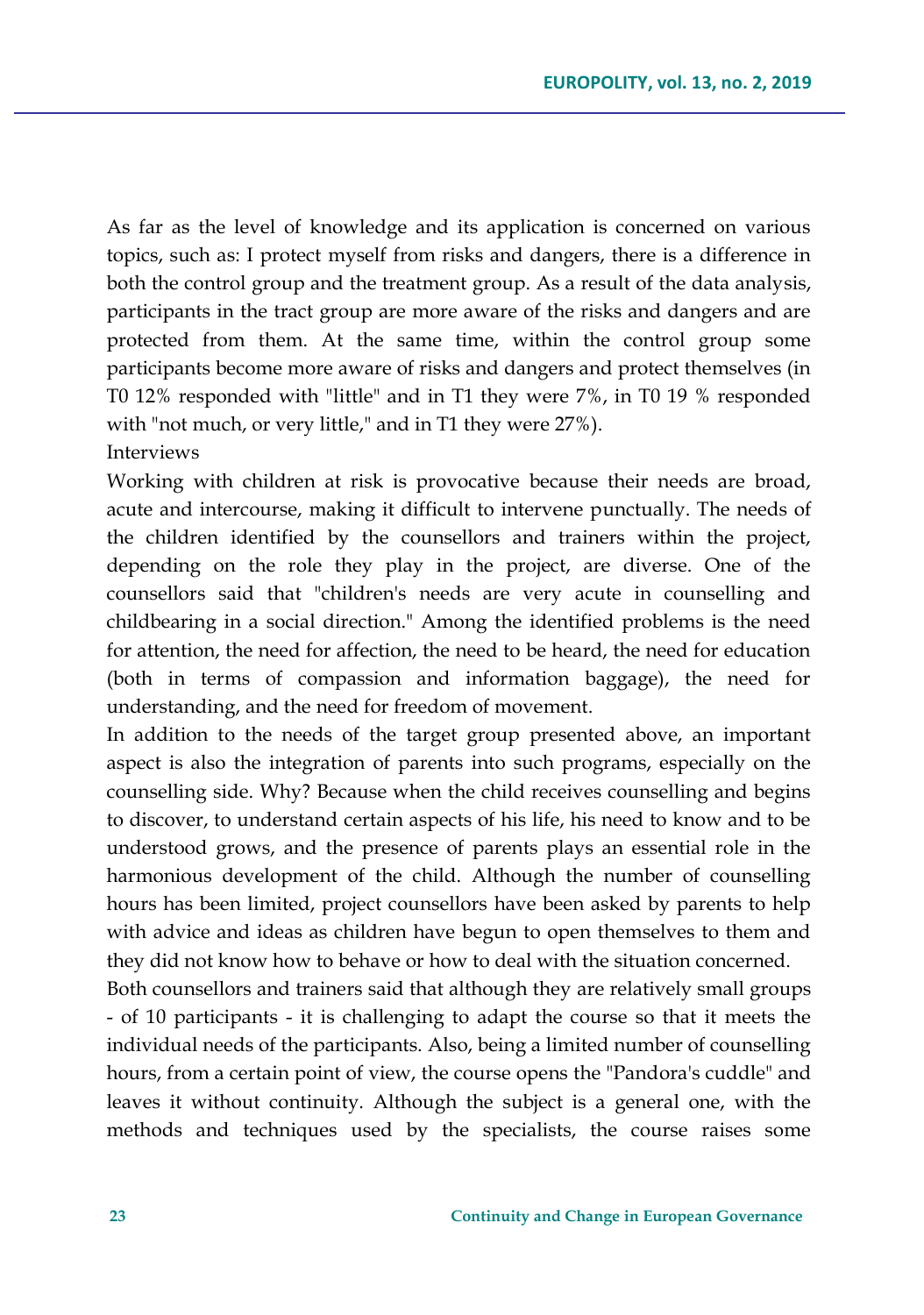As far as the level of knowledge and its application is concerned on various topics, such as: I protect myself from risks and dangers, there is a difference in both the control group and the treatment group. As a result of the data analysis, participants in the tract group are more aware of the risks and dangers and are protected from them. At the same time, within the control group some participants become more aware of risks and dangers and protect themselves (in T0 12% responded with "little" and in T1 they were 7%, in T0 19 % responded with "not much, or very little," and in T1 they were 27%).

Interviews

Working with children at risk is provocative because their needs are broad, acute and intercourse, making it difficult to intervene punctually. The needs of the children identified by the counsellors and trainers within the project, depending on the role they play in the project, are diverse. One of the counsellors said that "children's needs are very acute in counselling and childbearing in a social direction." Among the identified problems is the need for attention, the need for affection, the need to be heard, the need for education (both in terms of compassion and information baggage), the need for understanding, and the need for freedom of movement.

In addition to the needs of the target group presented above, an important aspect is also the integration of parents into such programs, especially on the counselling side. Why? Because when the child receives counselling and begins to discover, to understand certain aspects of his life, his need to know and to be understood grows, and the presence of parents plays an essential role in the harmonious development of the child. Although the number of counselling hours has been limited, project counsellors have been asked by parents to help with advice and ideas as children have begun to open themselves to them and they did not know how to behave or how to deal with the situation concerned.

Both counsellors and trainers said that although they are relatively small groups - of 10 participants - it is challenging to adapt the course so that it meets the individual needs of the participants. Also, being a limited number of counselling hours, from a certain point of view, the course opens the "Pandora's cuddle" and leaves it without continuity. Although the subject is a general one, with the methods and techniques used by the specialists, the course raises some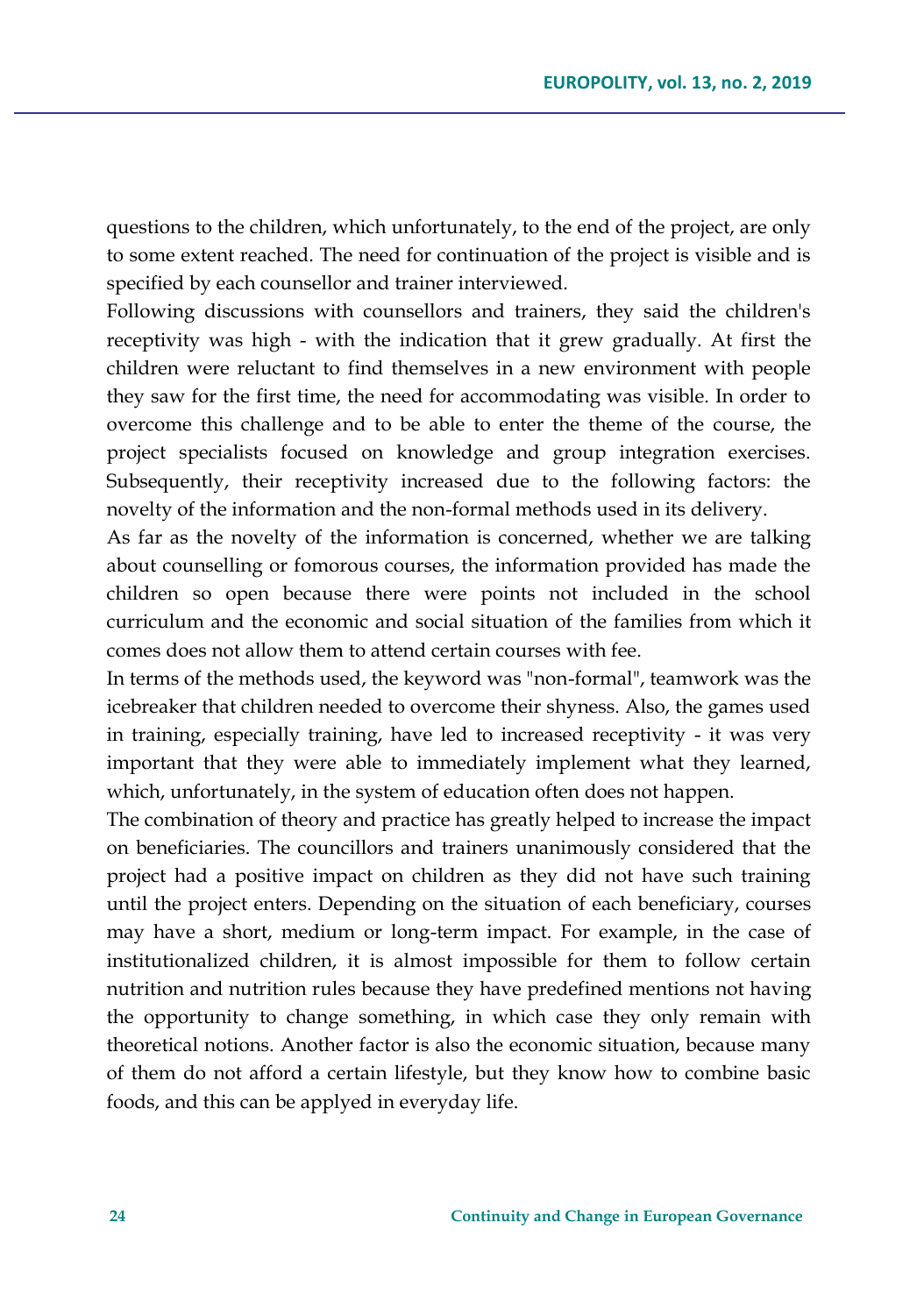questions to the children, which unfortunately, to the end of the project, are only to some extent reached. The need for continuation of the project is visible and is specified by each counsellor and trainer interviewed.

Following discussions with counsellors and trainers, they said the children's receptivity was high - with the indication that it grew gradually. At first the children were reluctant to find themselves in a new environment with people they saw for the first time, the need for accommodating was visible. In order to overcome this challenge and to be able to enter the theme of the course, the project specialists focused on knowledge and group integration exercises. Subsequently, their receptivity increased due to the following factors: the novelty of the information and the non-formal methods used in its delivery.

As far as the novelty of the information is concerned, whether we are talking about counselling or fomorous courses, the information provided has made the children so open because there were points not included in the school curriculum and the economic and social situation of the families from which it comes does not allow them to attend certain courses with fee.

In terms of the methods used, the keyword was "non-formal", teamwork was the icebreaker that children needed to overcome their shyness. Also, the games used in training, especially training, have led to increased receptivity - it was very important that they were able to immediately implement what they learned, which, unfortunately, in the system of education often does not happen.

The combination of theory and practice has greatly helped to increase the impact on beneficiaries. The councillors and trainers unanimously considered that the project had a positive impact on children as they did not have such training until the project enters. Depending on the situation of each beneficiary, courses may have a short, medium or long-term impact. For example, in the case of institutionalized children, it is almost impossible for them to follow certain nutrition and nutrition rules because they have predefined mentions not having the opportunity to change something, in which case they only remain with theoretical notions. Another factor is also the economic situation, because many of them do not afford a certain lifestyle, but they know how to combine basic foods, and this can be applyed in everyday life.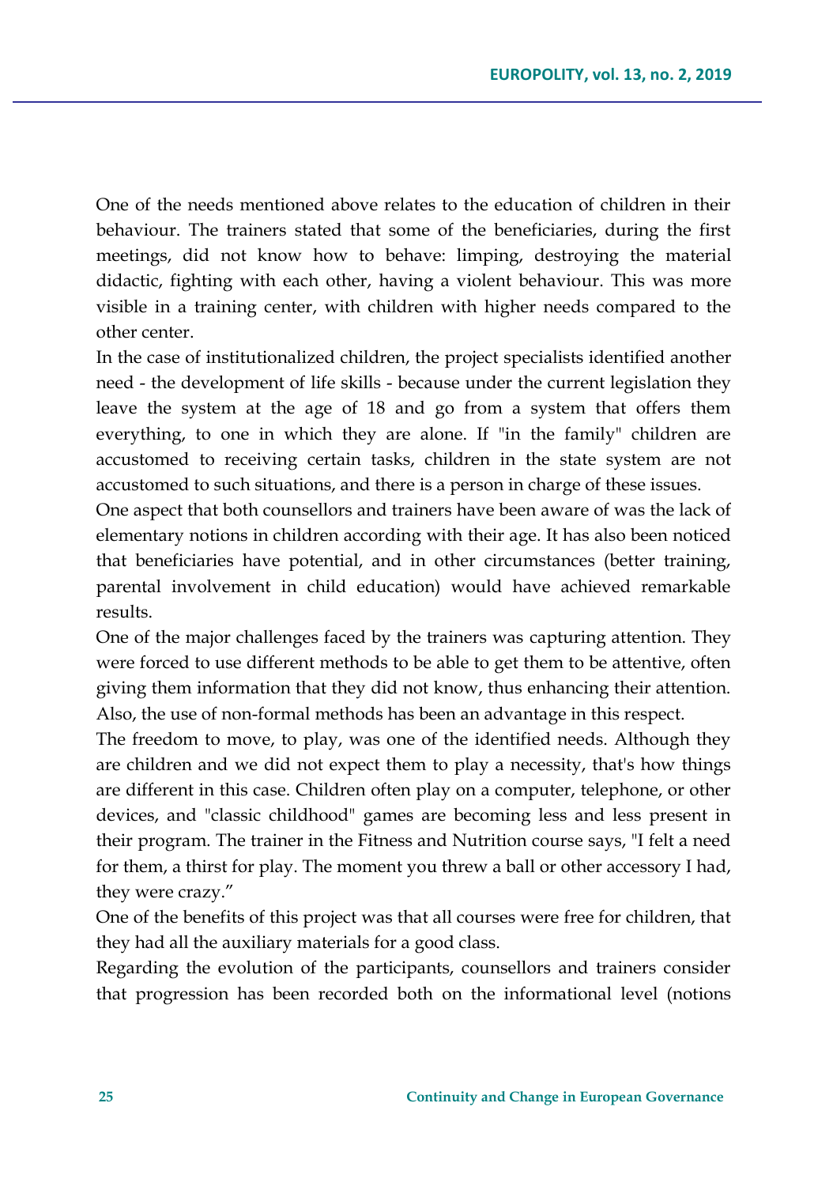One of the needs mentioned above relates to the education of children in their behaviour. The trainers stated that some of the beneficiaries, during the first meetings, did not know how to behave: limping, destroying the material didactic, fighting with each other, having a violent behaviour. This was more visible in a training center, with children with higher needs compared to the other center.

In the case of institutionalized children, the project specialists identified another need - the development of life skills - because under the current legislation they leave the system at the age of 18 and go from a system that offers them everything, to one in which they are alone. If "in the family" children are accustomed to receiving certain tasks, children in the state system are not accustomed to such situations, and there is a person in charge of these issues.

One aspect that both counsellors and trainers have been aware of was the lack of elementary notions in children according with their age. It has also been noticed that beneficiaries have potential, and in other circumstances (better training, parental involvement in child education) would have achieved remarkable results.

One of the major challenges faced by the trainers was capturing attention. They were forced to use different methods to be able to get them to be attentive, often giving them information that they did not know, thus enhancing their attention. Also, the use of non-formal methods has been an advantage in this respect.

The freedom to move, to play, was one of the identified needs. Although they are children and we did not expect them to play a necessity, that's how things are different in this case. Children often play on a computer, telephone, or other devices, and "classic childhood" games are becoming less and less present in their program. The trainer in the Fitness and Nutrition course says, "I felt a need for them, a thirst for play. The moment you threw a ball or other accessory I had, they were crazy."

One of the benefits of this project was that all courses were free for children, that they had all the auxiliary materials for a good class.

Regarding the evolution of the participants, counsellors and trainers consider that progression has been recorded both on the informational level (notions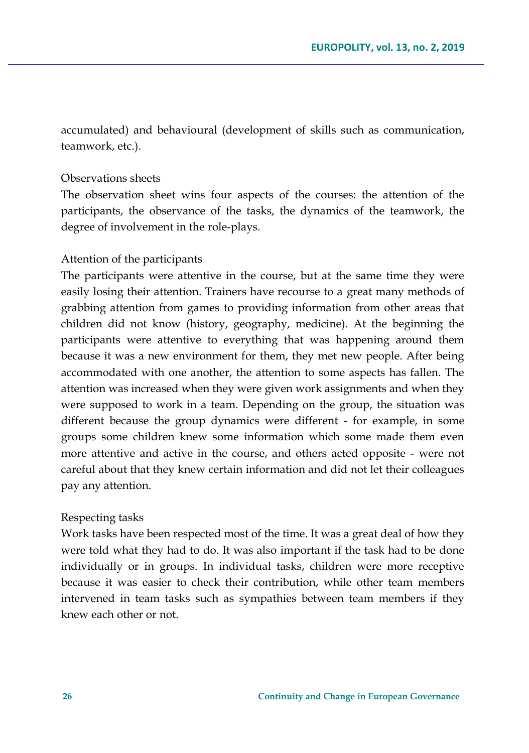accumulated) and behavioural (development of skills such as communication, teamwork, etc.).

### Observations sheets

The observation sheet wins four aspects of the courses: the attention of the participants, the observance of the tasks, the dynamics of the teamwork, the degree of involvement in the role-plays.

### Attention of the participants

The participants were attentive in the course, but at the same time they were easily losing their attention. Trainers have recourse to a great many methods of grabbing attention from games to providing information from other areas that children did not know (history, geography, medicine). At the beginning the participants were attentive to everything that was happening around them because it was a new environment for them, they met new people. After being accommodated with one another, the attention to some aspects has fallen. The attention was increased when they were given work assignments and when they were supposed to work in a team. Depending on the group, the situation was different because the group dynamics were different - for example, in some groups some children knew some information which some made them even more attentive and active in the course, and others acted opposite - were not careful about that they knew certain information and did not let their colleagues pay any attention.

### Respecting tasks

Work tasks have been respected most of the time. It was a great deal of how they were told what they had to do. It was also important if the task had to be done individually or in groups. In individual tasks, children were more receptive because it was easier to check their contribution, while other team members intervened in team tasks such as sympathies between team members if they knew each other or not.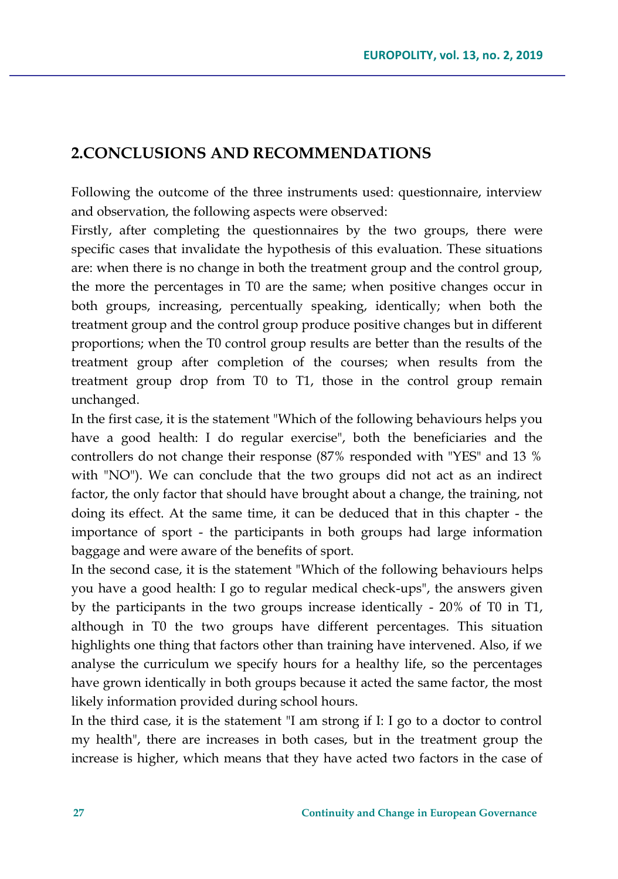## 2.CONCLUSIONS AND RECOMMENDATIONS

Following the outcome of the three instruments used: questionnaire, interview and observation, the following aspects were observed:

Firstly, after completing the questionnaires by the two groups, there were specific cases that invalidate the hypothesis of this evaluation. These situations are: when there is no change in both the treatment group and the control group, the more the percentages in T0 are the same; when positive changes occur in both groups, increasing, percentually speaking, identically; when both the treatment group and the control group produce positive changes but in different proportions; when the T0 control group results are better than the results of the treatment group after completion of the courses; when results from the treatment group drop from T0 to T1, those in the control group remain unchanged.

In the first case, it is the statement "Which of the following behaviours helps you have a good health: I do regular exercise", both the beneficiaries and the controllers do not change their response (87% responded with "YES" and 13 % with "NO"). We can conclude that the two groups did not act as an indirect factor, the only factor that should have brought about a change, the training, not doing its effect. At the same time, it can be deduced that in this chapter - the importance of sport - the participants in both groups had large information baggage and were aware of the benefits of sport.

In the second case, it is the statement "Which of the following behaviours helps you have a good health: I go to regular medical check-ups", the answers given by the participants in the two groups increase identically - 20% of T0 in T1, although in T0 the two groups have different percentages. This situation highlights one thing that factors other than training have intervened. Also, if we analyse the curriculum we specify hours for a healthy life, so the percentages have grown identically in both groups because it acted the same factor, the most likely information provided during school hours.

In the third case, it is the statement "I am strong if I: I go to a doctor to control my health", there are increases in both cases, but in the treatment group the increase is higher, which means that they have acted two factors in the case of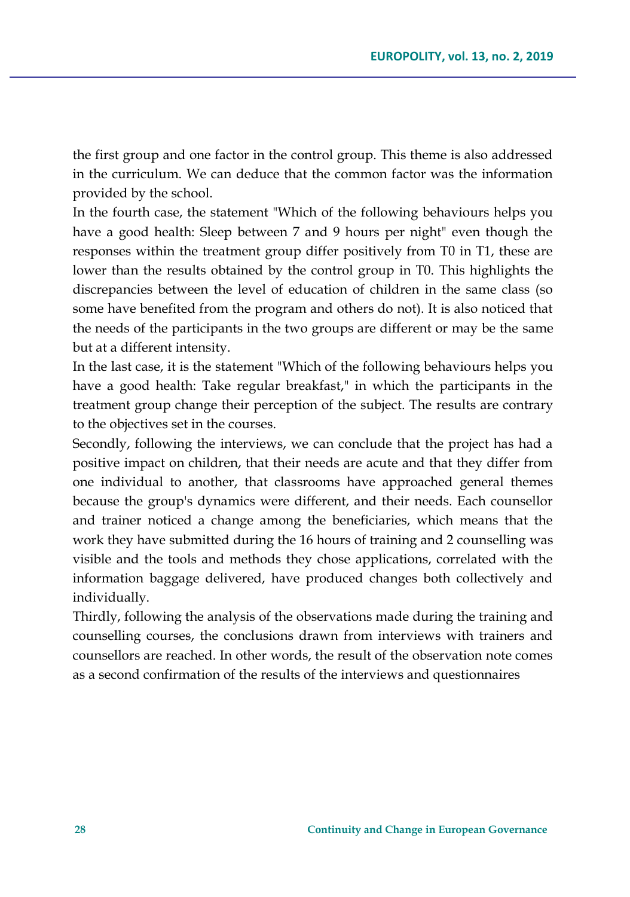the first group and one factor in the control group. This theme is also addressed in the curriculum. We can deduce that the common factor was the information provided by the school.

In the fourth case, the statement "Which of the following behaviours helps you have a good health: Sleep between 7 and 9 hours per night" even though the responses within the treatment group differ positively from T0 in T1, these are lower than the results obtained by the control group in T0. This highlights the discrepancies between the level of education of children in the same class (so some have benefited from the program and others do not). It is also noticed that the needs of the participants in the two groups are different or may be the same but at a different intensity.

In the last case, it is the statement "Which of the following behaviours helps you have a good health: Take regular breakfast," in which the participants in the treatment group change their perception of the subject. The results are contrary to the objectives set in the courses.

Secondly, following the interviews, we can conclude that the project has had a positive impact on children, that their needs are acute and that they differ from one individual to another, that classrooms have approached general themes because the group's dynamics were different, and their needs. Each counsellor and trainer noticed a change among the beneficiaries, which means that the work they have submitted during the 16 hours of training and 2 counselling was visible and the tools and methods they chose applications, correlated with the information baggage delivered, have produced changes both collectively and individually.

Thirdly, following the analysis of the observations made during the training and counselling courses, the conclusions drawn from interviews with trainers and counsellors are reached. In other words, the result of the observation note comes as a second confirmation of the results of the interviews and questionnaires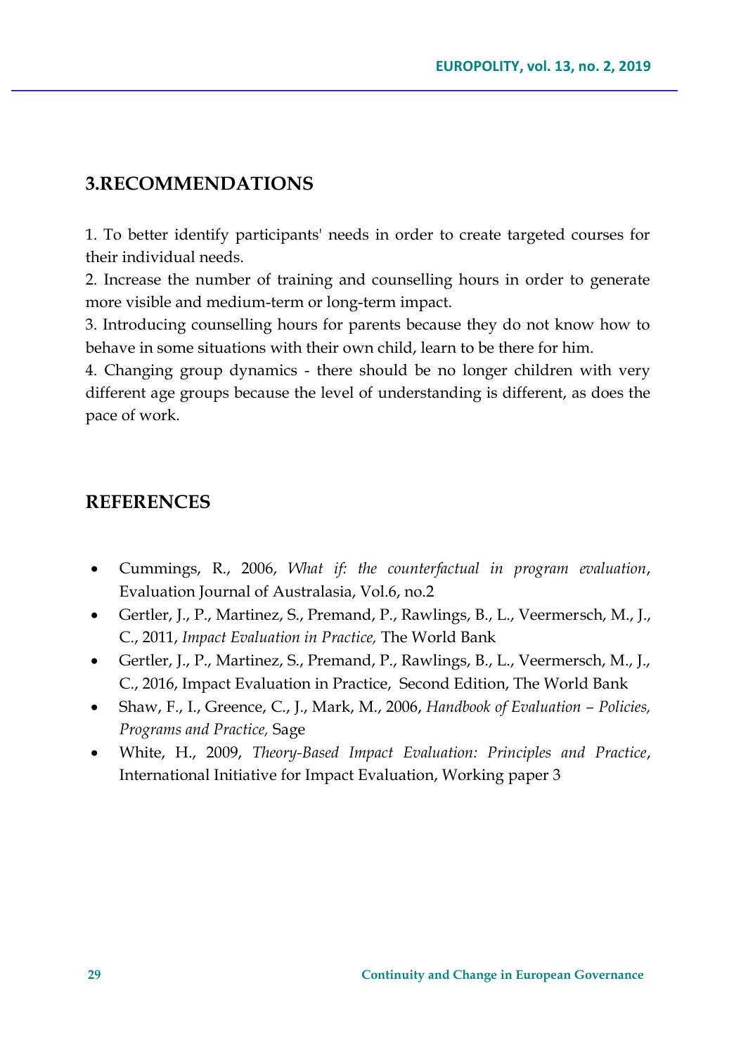## 3.RECOMMENDATIONS

1. To better identify participants' needs in order to create targeted courses for their individual needs.
2. Increase the number of training and counselling hours in order to generate more visible and medium-term or long-term impact.
3. Introducing counselling hours for parents because they do not know how to behave in some situations with their own child, learn to be there for him.
4. Changing group dynamics - there should be no longer children with very different age groups because the level of understanding is different, as does the pace of work.

## REFERENCES

- Cummings, R., 2006, *What if: the counterfactual in program evaluation*, Evaluation Journal of Australasia, Vol.6, no.2
- Gertler, J., P., Martinez, S., Premand, P., Rawlings, B., L., Veermersch, M., J., C., 2011, *Impact Evaluation in Practice,* The World Bank
- Gertler, J., P., Martinez, S., Premand, P., Rawlings, B., L., Veermersch, M., J., C., 2016, Impact Evaluation in Practice, Second Edition, The World Bank
- Shaw, F., I., Greence, C., J., Mark, M., 2006, *Handbook of Evaluation – Policies, Programs and Practice,* Sage
- White, H., 2009, *Theory-Based Impact Evaluation: Principles and Practice*, International Initiative for Impact Evaluation, Working paper 3